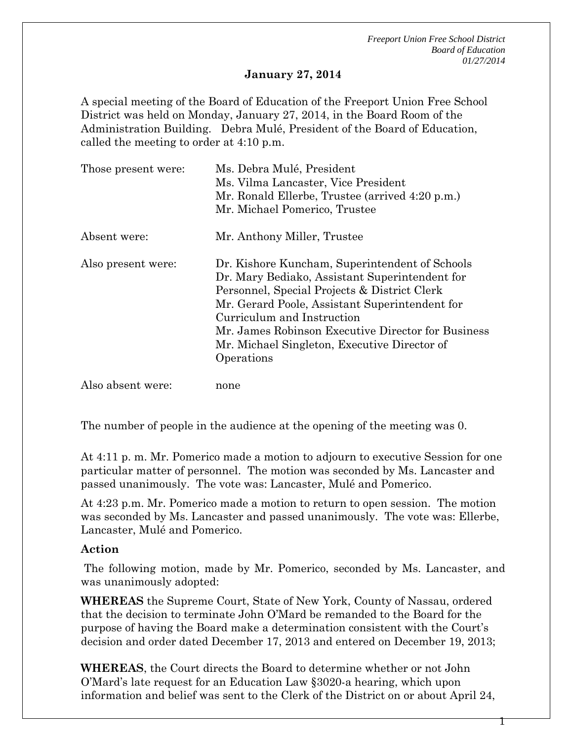**January 27, 2014**

A special meeting of the Board of Education of the Freeport Union Free School District was held on Monday, January 27, 2014, in the Board Room of the Administration Building. Debra Mulé, President of the Board of Education, called the meeting to order at 4:10 p.m.

| | |
|---|---|
| Those present were: | Ms. Debra Mulé, President<br>Ms. Vilma Lancaster, Vice President<br>Mr. Ronald Ellerbe, Trustee (arrived 4:20 p.m.)<br>Mr. Michael Pomerico, Trustee |
| Absent were: | Mr. Anthony Miller, Trustee |
| Also present were: | Dr. Kishore Kuncham, Superintendent of Schools<br>Dr. Mary Bediako, Assistant Superintendent for Personnel, Special Projects & District Clerk<br>Mr. Gerard Poole, Assistant Superintendent for Curriculum and Instruction<br>Mr. James Robinson Executive Director for Business<br>Mr. Michael Singleton, Executive Director of Operations |
| Also absent were: | none |

The number of people in the audience at the opening of the meeting was 0.

At 4:11 p. m. Mr. Pomerico made a motion to adjourn to executive Session for one particular matter of personnel. The motion was seconded by Ms. Lancaster and passed unanimously. The vote was: Lancaster, Mulé and Pomerico.

At 4:23 p.m. Mr. Pomerico made a motion to return to open session. The motion was seconded by Ms. Lancaster and passed unanimously. The vote was: Ellerbe, Lancaster, Mulé and Pomerico.

**Action**

The following motion, made by Mr. Pomerico, seconded by Ms. Lancaster, and was unanimously adopted:

**WHEREAS** the Supreme Court, State of New York, County of Nassau, ordered that the decision to terminate John O'Mard be remanded to the Board for the purpose of having the Board make a determination consistent with the Court's decision and order dated December 17, 2013 and entered on December 19, 2013;

**WHEREAS**, the Court directs the Board to determine whether or not John O'Mard's late request for an Education Law §3020-a hearing, which upon information and belief was sent to the Clerk of the District on or about April 24,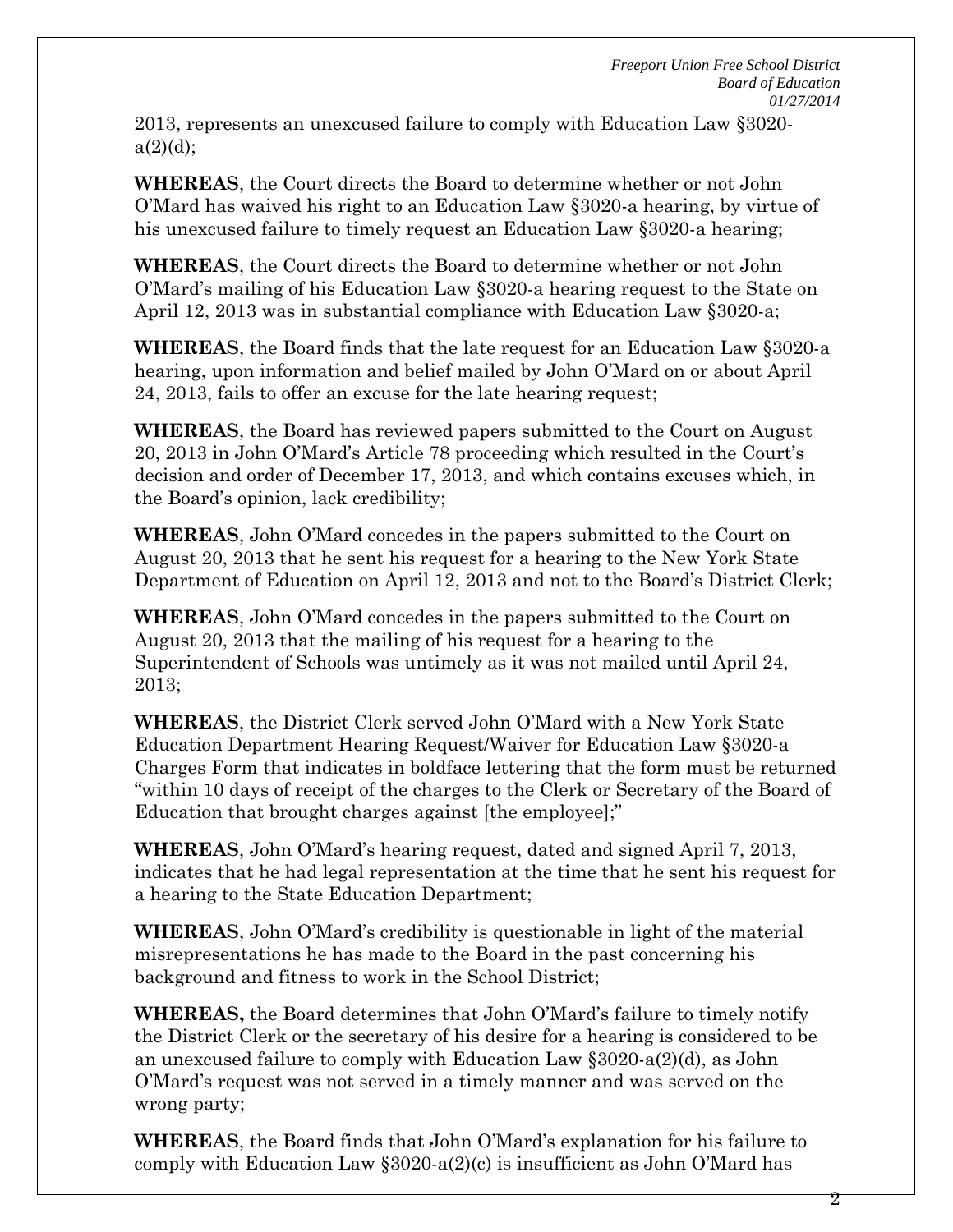2013, represents an unexcused failure to comply with Education Law §3020-a(2)(d);

**WHEREAS**, the Court directs the Board to determine whether or not John O'Mard has waived his right to an Education Law §3020-a hearing, by virtue of his unexcused failure to timely request an Education Law §3020-a hearing;

**WHEREAS**, the Court directs the Board to determine whether or not John O'Mard's mailing of his Education Law §3020-a hearing request to the State on April 12, 2013 was in substantial compliance with Education Law §3020-a;

**WHEREAS**, the Board finds that the late request for an Education Law §3020-a hearing, upon information and belief mailed by John O'Mard on or about April 24, 2013, fails to offer an excuse for the late hearing request;

**WHEREAS**, the Board has reviewed papers submitted to the Court on August 20, 2013 in John O'Mard's Article 78 proceeding which resulted in the Court's decision and order of December 17, 2013, and which contains excuses which, in the Board's opinion, lack credibility;

**WHEREAS**, John O'Mard concedes in the papers submitted to the Court on August 20, 2013 that he sent his request for a hearing to the New York State Department of Education on April 12, 2013 and not to the Board's District Clerk;

**WHEREAS**, John O'Mard concedes in the papers submitted to the Court on August 20, 2013 that the mailing of his request for a hearing to the Superintendent of Schools was untimely as it was not mailed until April 24, 2013;

**WHEREAS**, the District Clerk served John O'Mard with a New York State Education Department Hearing Request/Waiver for Education Law §3020-a Charges Form that indicates in boldface lettering that the form must be returned "within 10 days of receipt of the charges to the Clerk or Secretary of the Board of Education that brought charges against [the employee];"

**WHEREAS**, John O'Mard's hearing request, dated and signed April 7, 2013, indicates that he had legal representation at the time that he sent his request for a hearing to the State Education Department;

**WHEREAS**, John O'Mard's credibility is questionable in light of the material misrepresentations he has made to the Board in the past concerning his background and fitness to work in the School District;

**WHEREAS,** the Board determines that John O'Mard's failure to timely notify the District Clerk or the secretary of his desire for a hearing is considered to be an unexcused failure to comply with Education Law §3020-a(2)(d), as John O'Mard's request was not served in a timely manner and was served on the wrong party;

**WHEREAS**, the Board finds that John O'Mard's explanation for his failure to comply with Education Law §3020-a(2)(c) is insufficient as John O'Mard has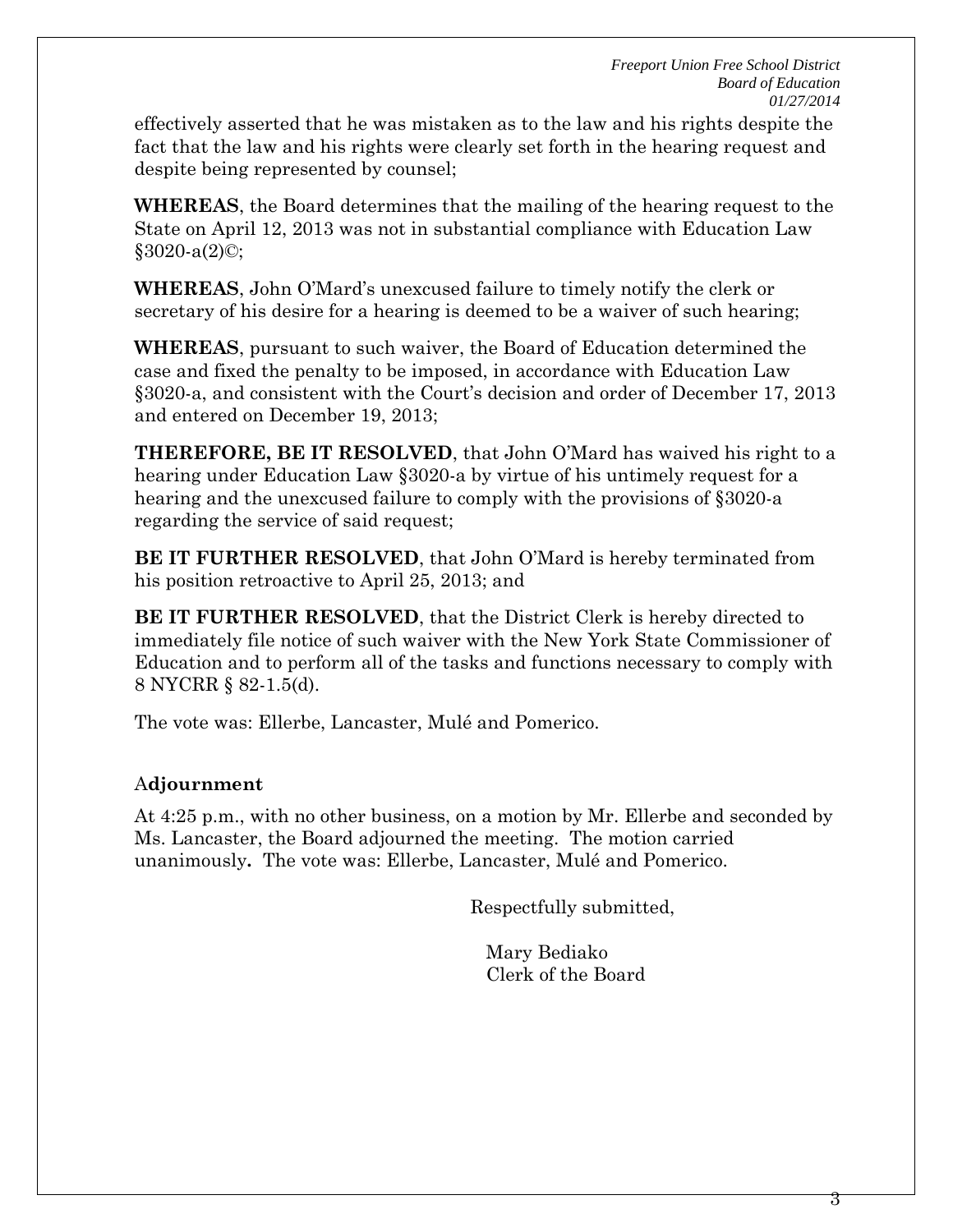effectively asserted that he was mistaken as to the law and his rights despite the fact that the law and his rights were clearly set forth in the hearing request and despite being represented by counsel;

**WHEREAS**, the Board determines that the mailing of the hearing request to the State on April 12, 2013 was not in substantial compliance with Education Law §3020-a(2)©;

**WHEREAS**, John O'Mard's unexcused failure to timely notify the clerk or secretary of his desire for a hearing is deemed to be a waiver of such hearing;

**WHEREAS**, pursuant to such waiver, the Board of Education determined the case and fixed the penalty to be imposed, in accordance with Education Law §3020-a, and consistent with the Court's decision and order of December 17, 2013 and entered on December 19, 2013;

**THEREFORE, BE IT RESOLVED**, that John O'Mard has waived his right to a hearing under Education Law §3020-a by virtue of his untimely request for a hearing and the unexcused failure to comply with the provisions of §3020-a regarding the service of said request;

**BE IT FURTHER RESOLVED**, that John O'Mard is hereby terminated from his position retroactive to April 25, 2013; and

**BE IT FURTHER RESOLVED**, that the District Clerk is hereby directed to immediately file notice of such waiver with the New York State Commissioner of Education and to perform all of the tasks and functions necessary to comply with 8 NYCRR § 82-1.5(d).

The vote was: Ellerbe, Lancaster, Mulé and Pomerico.

### A**djournment**

At 4:25 p.m., with no other business, on a motion by Mr. Ellerbe and seconded by Ms. Lancaster, the Board adjourned the meeting. The motion carried unanimously**.** The vote was: Ellerbe, Lancaster, Mulé and Pomerico.

Respectfully submitted,

Mary Bediako
Clerk of the Board